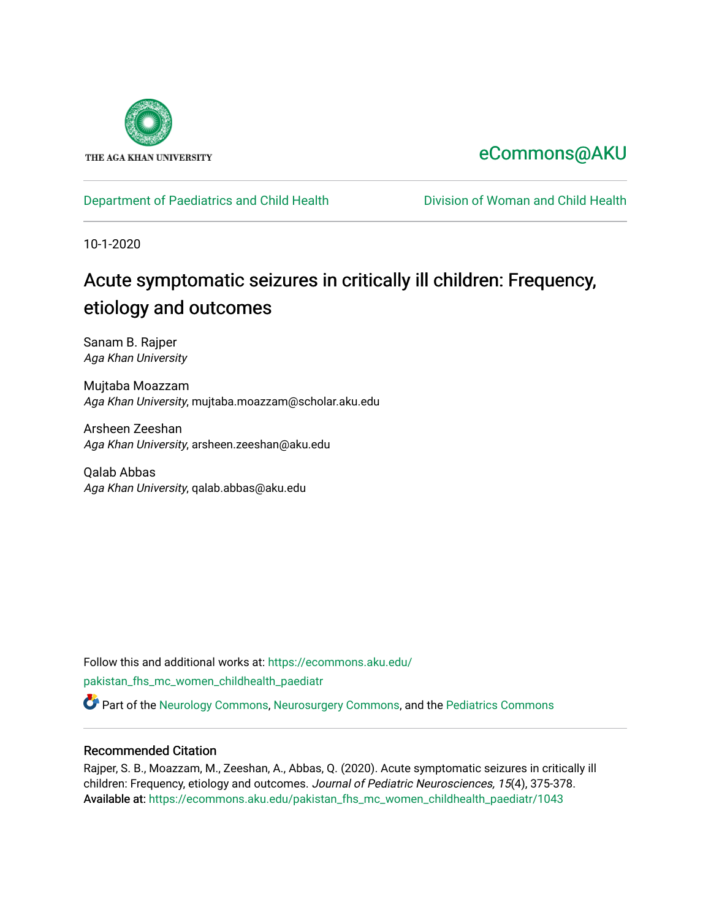THE AGA KHAN UNIVERSITY

eCommons@AKU

Department of Paediatrics and Child Health

Division of Woman and Child Health

10-1-2020

# Acute symptomatic seizures in critically ill children: Frequency, etiology and outcomes

Sanam B. Rajper
*Aga Khan University*

Mujtaba Moazzam
*Aga Khan University*, mujtaba.moazzam@scholar.aku.edu

Arsheen Zeeshan
*Aga Khan University*, arsheen.zeeshan@aku.edu

Qalab Abbas
*Aga Khan University*, qalab.abbas@aku.edu

Follow this and additional works at: https://ecommons.aku.edu/pakistan_fhs_mc_women_childhealth_paediatr

Part of the Neurology Commons, Neurosurgery Commons, and the Pediatrics Commons

## Recommended Citation

Rajper, S. B., Moazzam, M., Zeeshan, A., Abbas, Q. (2020). Acute symptomatic seizures in critically ill children: Frequency, etiology and outcomes. *Journal of Pediatric Neurosciences, 15*(4), 375-378.
Available at: https://ecommons.aku.edu/pakistan_fhs_mc_women_childhealth_paediatr/1043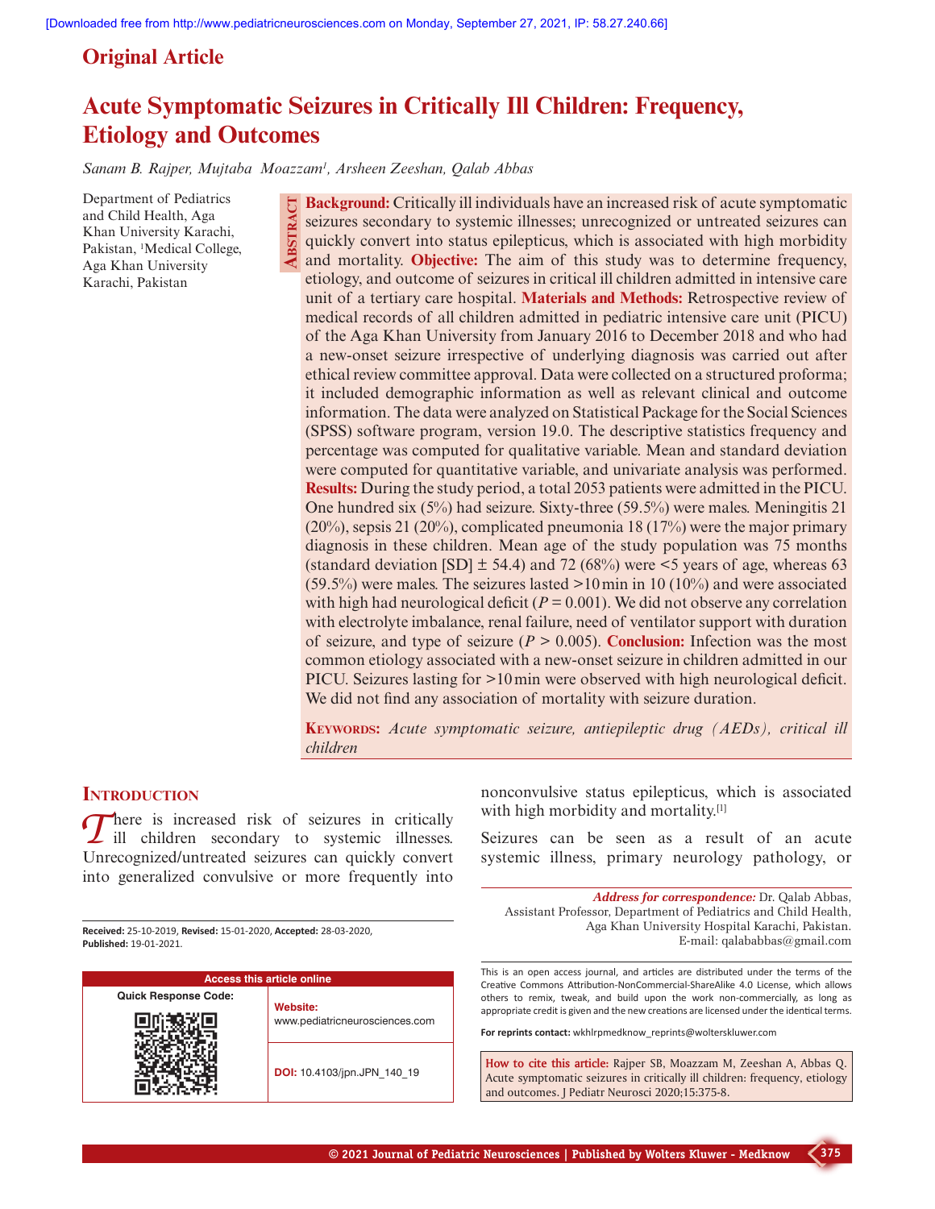[Downloaded free from http://www.pediatricneurosciences.com on Monday, September 27, 2021, IP: 58.27.240.66]

## Original Article

# Acute Symptomatic Seizures in Critically Ill Children: Frequency, Etiology and Outcomes

*Sanam B. Rajper, Mujtaba Moazzam[1], Arsheen Zeeshan, Qalab Abbas*

Department of Pediatrics and Child Health, Aga Khan University Karachi, Pakistan, [1]Medical College, Aga Khan University Karachi, Pakistan

**Abstract**

**Background:** Critically ill individuals have an increased risk of acute symptomatic seizures secondary to systemic illnesses; unrecognized or untreated seizures can quickly convert into status epilepticus, which is associated with high morbidity and mortality. **Objective:** The aim of this study was to determine frequency, etiology, and outcome of seizures in critical ill children admitted in intensive care unit of a tertiary care hospital. **Materials and Methods:** Retrospective review of medical records of all children admitted in pediatric intensive care unit (PICU) of the Aga Khan University from January 2016 to December 2018 and who had a new-onset seizure irrespective of underlying diagnosis was carried out after ethical review committee approval. Data were collected on a structured proforma; it included demographic information as well as relevant clinical and outcome information. The data were analyzed on Statistical Package for the Social Sciences (SPSS) software program, version 19.0. The descriptive statistics frequency and percentage was computed for qualitative variable. Mean and standard deviation were computed for quantitative variable, and univariate analysis was performed. **Results:** During the study period, a total 2053 patients were admitted in the PICU. One hundred six (5%) had seizure. Sixty-three (59.5%) were males. Meningitis 21 (20%), sepsis 21 (20%), complicated pneumonia 18 (17%) were the major primary diagnosis in these children. Mean age of the study population was 75 months (standard deviation [SD] ± 54.4) and 72 (68%) were <5 years of age, whereas 63 (59.5%) were males. The seizures lasted >10 min in 10 (10%) and were associated with high had neurological deficit ($P = 0.001$). We did not observe any correlation with electrolyte imbalance, renal failure, need of ventilator support with duration of seizure, and type of seizure ($P > 0.005$). **Conclusion:** Infection was the most common etiology associated with a new-onset seizure in children admitted in our PICU. Seizures lasting for >10 min were observed with high neurological deficit. We did not find any association of mortality with seizure duration.

**Keywords:** *Acute symptomatic seizure, antiepileptic drug (AEDs), critical ill children*

## Introduction

There is increased risk of seizures in critically ill children secondary to systemic illnesses. Unrecognized/untreated seizures can quickly convert into generalized convulsive or more frequently into nonconvulsive status epilepticus, which is associated with high morbidity and mortality.[1]

Seizures can be seen as a result of an acute systemic illness, primary neurology pathology, or

**Received:** 25-10-2019, **Revised:** 15-01-2020, **Accepted:** 28-03-2020, **Published:** 19-01-2021.

| Access this article online | |
|---|---|
| Quick Response Code: | **Website:** www.pediatricneurosciences.com |
| | **DOI:** 10.4103/jpn.JPN_140_19 |

***Address for correspondence:*** Dr. Qalab Abbas, Assistant Professor, Department of Pediatrics and Child Health, Aga Khan University Hospital Karachi, Pakistan. E-mail: qalababbas@gmail.com

This is an open access journal, and articles are distributed under the terms of the Creative Commons Attribution-NonCommercial-ShareAlike 4.0 License, which allows others to remix, tweak, and build upon the work non-commercially, as long as appropriate credit is given and the new creations are licensed under the identical terms.

**For reprints contact:** wkhlrpmedknow_reprints@wolterskluwer.com

**How to cite this article:** Rajper SB, Moazzam M, Zeeshan A, Abbas Q. Acute symptomatic seizures in critically ill children: frequency, etiology and outcomes. J Pediatr Neurosci 2020;15:375-8.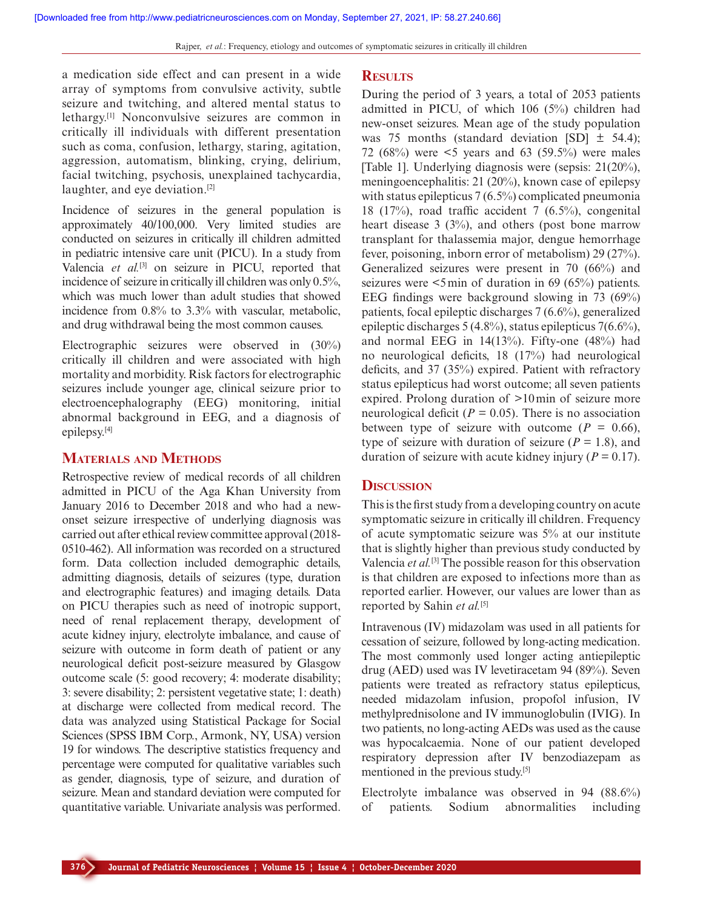a medication side effect and can present in a wide array of symptoms from convulsive activity, subtle seizure and twitching, and altered mental status to lethargy.[1] Nonconvulsive seizures are common in critically ill individuals with different presentation such as coma, confusion, lethargy, staring, agitation, aggression, automatism, blinking, crying, delirium, facial twitching, psychosis, unexplained tachycardia, laughter, and eye deviation.[2]

Incidence of seizures in the general population is approximately 40/100,000. Very limited studies are conducted on seizures in critically ill children admitted in pediatric intensive care unit (PICU). In a study from Valencia *et al.*[3] on seizure in PICU, reported that incidence of seizure in critically ill children was only 0.5%, which was much lower than adult studies that showed incidence from 0.8% to 3.3% with vascular, metabolic, and drug withdrawal being the most common causes.

Electrographic seizures were observed in (30%) critically ill children and were associated with high mortality and morbidity. Risk factors for electrographic seizures include younger age, clinical seizure prior to electroencephalography (EEG) monitoring, initial abnormal background in EEG, and a diagnosis of epilepsy.[4]

## Materials and Methods

Retrospective review of medical records of all children admitted in PICU of the Aga Khan University from January 2016 to December 2018 and who had a new-onset seizure irrespective of underlying diagnosis was carried out after ethical review committee approval (2018-0510-462). All information was recorded on a structured form. Data collection included demographic details, admitting diagnosis, details of seizures (type, duration and electrographic features) and imaging details. Data on PICU therapies such as need of inotropic support, need of renal replacement therapy, development of acute kidney injury, electrolyte imbalance, and cause of seizure with outcome in form death of patient or any neurological deficit post-seizure measured by Glasgow outcome scale (5: good recovery; 4: moderate disability; 3: severe disability; 2: persistent vegetative state; 1: death) at discharge were collected from medical record. The data was analyzed using Statistical Package for Social Sciences (SPSS IBM Corp., Armonk, NY, USA) version 19 for windows. The descriptive statistics frequency and percentage were computed for qualitative variables such as gender, diagnosis, type of seizure, and duration of seizure. Mean and standard deviation were computed for quantitative variable. Univariate analysis was performed.

## Results

During the period of 3 years, a total of 2053 patients admitted in PICU, of which 106 (5%) children had new-onset seizures. Mean age of the study population was 75 months (standard deviation [SD] ± 54.4); 72 (68%) were <5 years and 63 (59.5%) were males [Table 1]. Underlying diagnosis were (sepsis: 21(20%), meningoencephalitis: 21 (20%), known case of epilepsy with status epilepticus 7 (6.5%) complicated pneumonia 18 (17%), road traffic accident 7 (6.5%), congenital heart disease 3 (3%), and others (post bone marrow transplant for thalassemia major, dengue hemorrhage fever, poisoning, inborn error of metabolism) 29 (27%). Generalized seizures were present in 70 (66%) and seizures were <5 min of duration in 69 (65%) patients. EEG findings were background slowing in 73 (69%) patients, focal epileptic discharges 7 (6.6%), generalized epileptic discharges 5 (4.8%), status epilepticus 7(6.6%), and normal EEG in 14(13%). Fifty-one (48%) had no neurological deficits, 18 (17%) had neurological deficits, and 37 (35%) expired. Patient with refractory status epilepticus had worst outcome; all seven patients expired. Prolong duration of >10 min of seizure more neurological deficit ($P$ = 0.05). There is no association between type of seizure with outcome ($P$ = 0.66), type of seizure with duration of seizure ($P$ = 1.8), and duration of seizure with acute kidney injury ($P$ = 0.17).

## Discussion

This is the first study from a developing country on acute symptomatic seizure in critically ill children. Frequency of acute symptomatic seizure was 5% at our institute that is slightly higher than previous study conducted by Valencia *et al.*[3] The possible reason for this observation is that children are exposed to infections more than as reported earlier. However, our values are lower than as reported by Sahin *et al.*[5]

Intravenous (IV) midazolam was used in all patients for cessation of seizure, followed by long-acting medication. The most commonly used longer acting antiepileptic drug (AED) used was IV levetiracetam 94 (89%). Seven patients were treated as refractory status epilepticus, needed midazolam infusion, propofol infusion, IV methylprednisolone and IV immunoglobulin (IVIG). In two patients, no long-acting AEDs was used as the cause was hypocalcaemia. None of our patient developed respiratory depression after IV benzodiazepam as mentioned in the previous study.[5]

Electrolyte imbalance was observed in 94 (88.6%) of patients. Sodium abnormalities including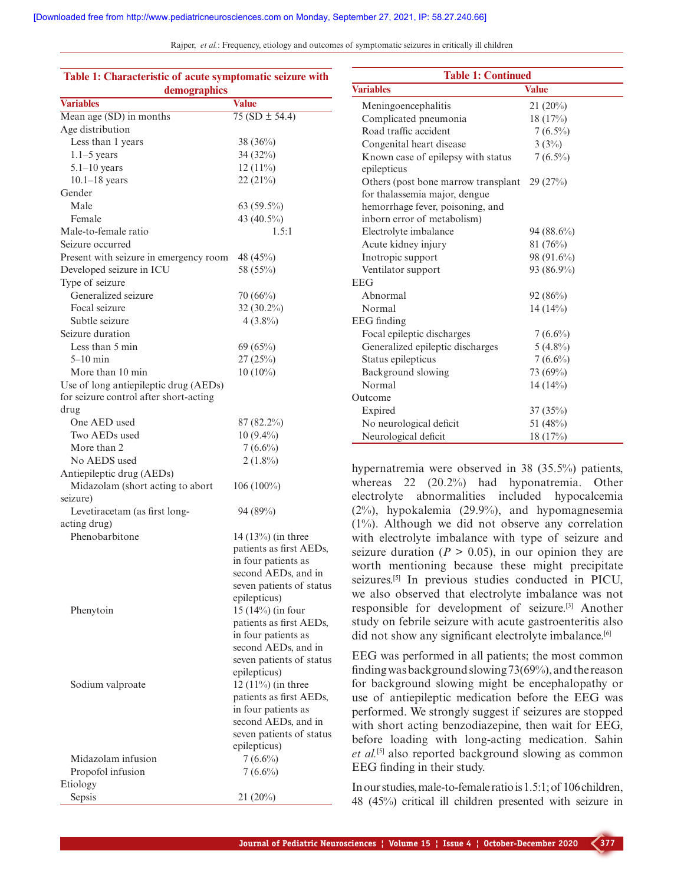**Table 1: Characteristic of acute symptomatic seizure with demographics**

| Variables | Value |
|---|---|
| Mean age (SD) in months | 75 (SD ± 54.4) |
| Age distribution | |
| Less than 1 years | 38 (36%) |
| 1.1–5 years | 34 (32%) |
| 5.1–10 years | 12 (11%) |
| 10.1–18 years | 22 (21%) |
| Gender | |
| Male | 63 (59.5%) |
| Female | 43 (40.5%) |
| Male-to-female ratio | 1.5:1 |
| Seizure occurred | |
| Present with seizure in emergency room | 48 (45%) |
| Developed seizure in ICU | 58 (55%) |
| Type of seizure | |
| Generalized seizure | 70 (66%) |
| Focal seizure | 32 (30.2%) |
| Subtle seizure | 4 (3.8%) |
| Seizure duration | |
| Less than 5 min | 69 (65%) |
| 5–10 min | 27 (25%) |
| More than 10 min | 10 (10%) |
| Use of long antiepileptic drug (AEDs) for seizure control after short-acting drug | |
| One AED used | 87 (82.2%) |
| Two AEDs used | 10 (9.4%) |
| More than 2 | 7 (6.6%) |
| No AEDS used | 2 (1.8%) |
| Antiepileptic drug (AEDs) | |
| Midazolam (short acting to abort seizure) | 106 (100%) |
| Levetiracetam (as first long-acting drug) | 94 (89%) |
| Phenobarbitone | 14 (13%) (in three patients as first AEDs, in four patients as second AEDs, and in seven patients of status epilepticus) |
| Phenytoin | 15 (14%) (in four patients as first AEDs, in four patients as second AEDs, and in seven patients of status epilepticus) |
| Sodium valproate | 12 (11%) (in three patients as first AEDs, in four patients as second AEDs, and in seven patients of status epilepticus) |
| Midazolam infusion | 7 (6.6%) |
| Propofol infusion | 7 (6.6%) |
| Etiology | |
| Sepsis | 21 (20%) |
| Meningoencephalitis | 21 (20%) |
| Complicated pneumonia | 18 (17%) |
| Road traffic accident | 7 (6.5%) |
| Congenital heart disease | 3 (3%) |
| Known case of epilepsy with status epilepticus | 7 (6.5%) |
| Others (post bone marrow transplant for thalassemia major, dengue hemorrhage fever, poisoning, and inborn error of metabolism) | 29 (27%) |
| Electrolyte imbalance | 94 (88.6%) |
| Acute kidney injury | 81 (76%) |
| Inotropic support | 98 (91.6%) |
| Ventilator support | 93 (86.9%) |
| EEG | |
| Abnormal | 92 (86%) |
| Normal | 14 (14%) |
| EEG finding | |
| Focal epileptic discharges | 7 (6.6%) |
| Generalized epileptic discharges | 5 (4.8%) |
| Status epilepticus | 7 (6.6%) |
| Background slowing | 73 (69%) |
| Normal | 14 (14%) |
| Outcome | |
| Expired | 37 (35%) |
| No neurological deficit | 51 (48%) |
| Neurological deficit | 18 (17%) |

hypernatremia were observed in 38 (35.5%) patients, whereas 22 (20.2%) had hyponatremia. Other electrolyte abnormalities included hypocalcemia (2%), hypokalemia (29.9%), and hypomagnesemia (1%). Although we did not observe any correlation with electrolyte imbalance with type of seizure and seizure duration ($P > 0.05$), in our opinion they are worth mentioning because these might precipitate seizures.[5] In previous studies conducted in PICU, we also observed that electrolyte imbalance was not responsible for development of seizure.[3] Another study on febrile seizure with acute gastroenteritis also did not show any significant electrolyte imbalance.[6]

EEG was performed in all patients; the most common finding was background slowing 73(69%), and the reason for background slowing might be encephalopathy or use of antiepileptic medication before the EEG was performed. We strongly suggest if seizures are stopped with short acting benzodiazepine, then wait for EEG, before loading with long-acting medication. Sahin *et al.*[5] also reported background slowing as common EEG finding in their study.

In our studies, male-to-female ratio is 1.5:1; of 106 children, 48 (45%) critical ill children presented with seizure in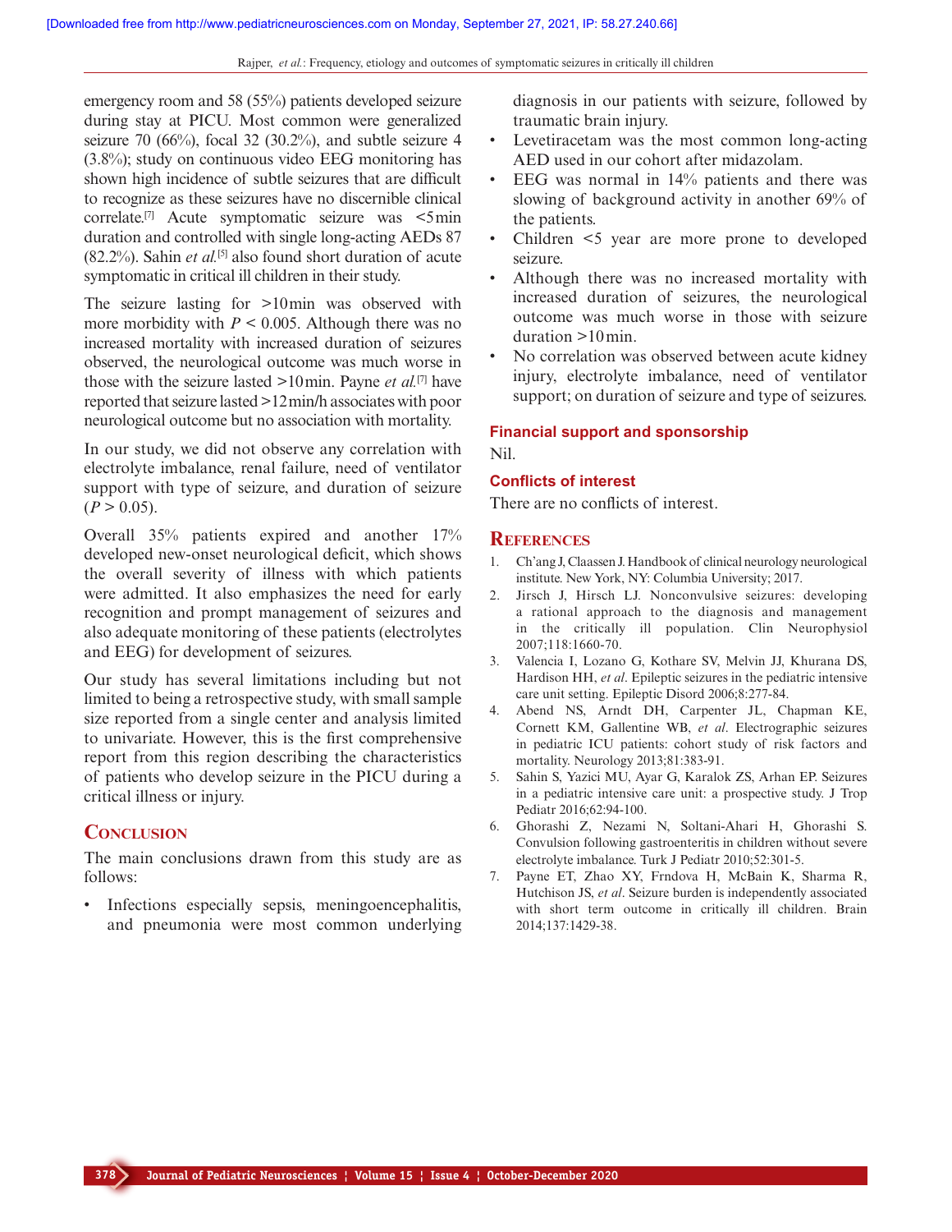emergency room and 58 (55%) patients developed seizure during stay at PICU. Most common were generalized seizure 70 (66%), focal 32 (30.2%), and subtle seizure 4 (3.8%); study on continuous video EEG monitoring has shown high incidence of subtle seizures that are difficult to recognize as these seizures have no discernible clinical correlate.[7] Acute symptomatic seizure was <5 min duration and controlled with single long-acting AEDs 87 (82.2%). Sahin *et al.*[5] also found short duration of acute symptomatic in critical ill children in their study.

The seizure lasting for >10 min was observed with more morbidity with $P < 0.005$. Although there was no increased mortality with increased duration of seizures observed, the neurological outcome was much worse in those with the seizure lasted >10 min. Payne *et al.*[7] have reported that seizure lasted >12 min/h associates with poor neurological outcome but no association with mortality.

In our study, we did not observe any correlation with electrolyte imbalance, renal failure, need of ventilator support with type of seizure, and duration of seizure ($P > 0.05$).

Overall 35% patients expired and another 17% developed new-onset neurological deficit, which shows the overall severity of illness with which patients were admitted. It also emphasizes the need for early recognition and prompt management of seizures and also adequate monitoring of these patients (electrolytes and EEG) for development of seizures.

Our study has several limitations including but not limited to being a retrospective study, with small sample size reported from a single center and analysis limited to univariate. However, this is the first comprehensive report from this region describing the characteristics of patients who develop seizure in the PICU during a critical illness or injury.

## Conclusion

The main conclusions drawn from this study are as follows:

- Infections especially sepsis, meningoencephalitis, and pneumonia were most common underlying diagnosis in our patients with seizure, followed by traumatic brain injury.
- Levetiracetam was the most common long-acting AED used in our cohort after midazolam.
- EEG was normal in 14% patients and there was slowing of background activity in another 69% of the patients.
- Children <5 year are more prone to developed seizure.
- Although there was no increased mortality with increased duration of seizures, the neurological outcome was much worse in those with seizure duration >10 min.
- No correlation was observed between acute kidney injury, electrolyte imbalance, need of ventilator support; on duration of seizure and type of seizures.

### Financial support and sponsorship

Nil.

### Conflicts of interest

There are no conflicts of interest.

## References

1. Ch'ang J, Claassen J. Handbook of clinical neurology neurological institute. New York, NY: Columbia University; 2017.
2. Jirsch J, Hirsch LJ. Nonconvulsive seizures: developing a rational approach to the diagnosis and management in the critically ill population. Clin Neurophysiol 2007;118:1660-70.
3. Valencia I, Lozano G, Kothare SV, Melvin JJ, Khurana DS, Hardison HH, *et al*. Epileptic seizures in the pediatric intensive care unit setting. Epileptic Disord 2006;8:277-84.
4. Abend NS, Arndt DH, Carpenter JL, Chapman KE, Cornett KM, Gallentine WB, *et al*. Electrographic seizures in pediatric ICU patients: cohort study of risk factors and mortality. Neurology 2013;81:383-91.
5. Sahin S, Yazici MU, Ayar G, Karalok ZS, Arhan EP. Seizures in a pediatric intensive care unit: a prospective study. J Trop Pediatr 2016;62:94-100.
6. Ghorashi Z, Nezami N, Soltani-Ahari H, Ghorashi S. Convulsion following gastroenteritis in children without severe electrolyte imbalance. Turk J Pediatr 2010;52:301-5.
7. Payne ET, Zhao XY, Frndova H, McBain K, Sharma R, Hutchison JS, *et al*. Seizure burden is independently associated with short term outcome in critically ill children. Brain 2014;137:1429-38.